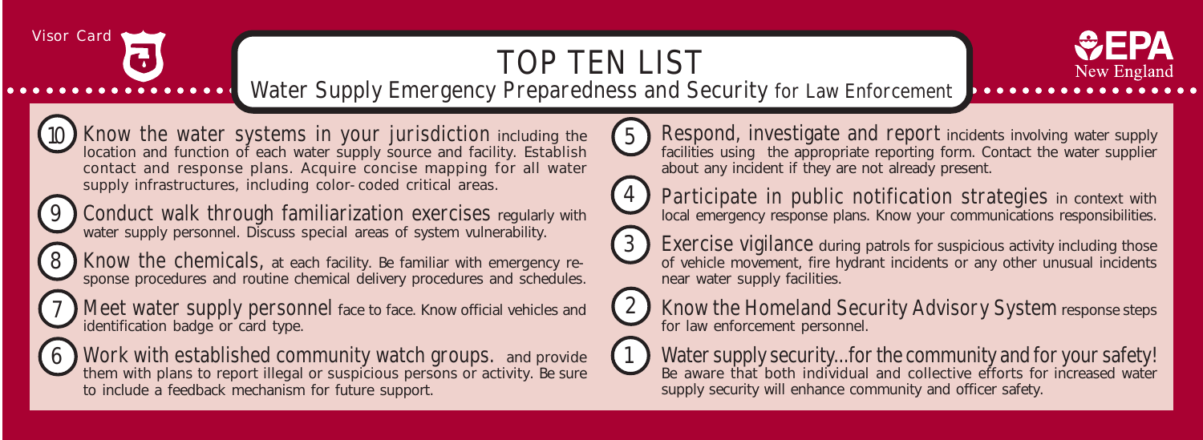Visor Card

# TOP TEN LIST

## Water Supply Emergency Preparedness and Security for Law Enforcement

EPA New England

10 **Know the water systems in your jurisdiction** including the location and function of each water supply source and facility. Establish contact and response plans. Acquire concise mapping for all water supply infrastructures, including color-coded critical areas.

9 **Conduct walk through familiarization exercises** regularly with water supply personnel. Discuss special areas of system vulnerability.

8 **Know the chemicals,** at each facility. Be familiar with emergency response procedures and routine chemical delivery procedures and schedules.

7 **Meet water supply personnel** face to face. Know official vehicles and identification badge or card type.

6 **Work with established community watch groups.** and provide them with plans to report illegal or suspicious persons or activity. Be sure to include a feedback mechanism for future support.

5 **Respond, investigate and report** incidents involving water supply facilities using the appropriate reporting form. Contact the water supplier about any incident if they are not already present.

4 **Participate in public notification strategies** in context with local emergency response plans. Know your communications responsibilities.

3 **Exercise vigilance** during patrols for suspicious activity including those of vehicle movement, fire hydrant incidents or any other unusual incidents near water supply facilities.

2 **Know the Homeland Security Advisory System** response steps for law enforcement personnel.

1 **Water supply security...for the community and for your safety!** Be aware that both individual and collective efforts for increased water supply security will enhance community and officer safety.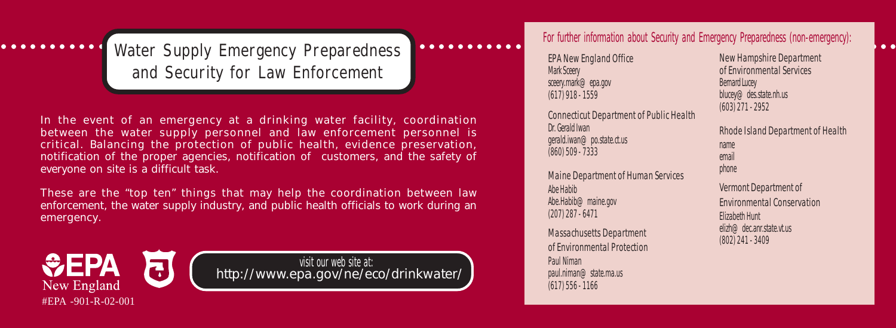# Water Supply Emergency Preparedness and Security for Law Enforcement

In the event of an emergency at a drinking water facility, coordination between the water supply personnel and law enforcement personnel is critical. Balancing the protection of public health, evidence preservation, notification of the proper agencies, notification of customers, and the safety of everyone on site is a difficult task.

These are the "top ten" things that may help the coordination between law enforcement, the water supply industry, and public health officials to work during an emergency.

EPA New England

#EPA -901-R-02-001

visit our web site at:
http://www.epa.gov/ne/eco/drinkwater/

## For further information about Security and Emergency Preparedness (non-emergency):

*EPA New England Office*
Mark Sceery
sceery.mark@ epa.gov
(617) 918 - 1559

*Connecticut Department of Public Health*
Dr. Gerald Iwan
gerald.iwan@ po.state.ct.us
(860) 509 - 7333

*Maine Department of Human Services*
Abe Habib
Abe.Habib@ maine.gov
(207) 287 - 6471

*Massachusetts Department of Environmental Protection*
Paul Niman
paul.niman@ state.ma.us
(617) 556 - 1166

*New Hampshire Department of Environmental Services*
Bernard Lucey
blucey@ des.state.nh.us
(603) 271 - 2952

*Rhode Island Department of Health*
name
email
phone

*Vermont Department of Environmental Conservation*
Elizabeth Hunt
elizh@ dec.anr.state.vt.us
(802) 241 - 3409